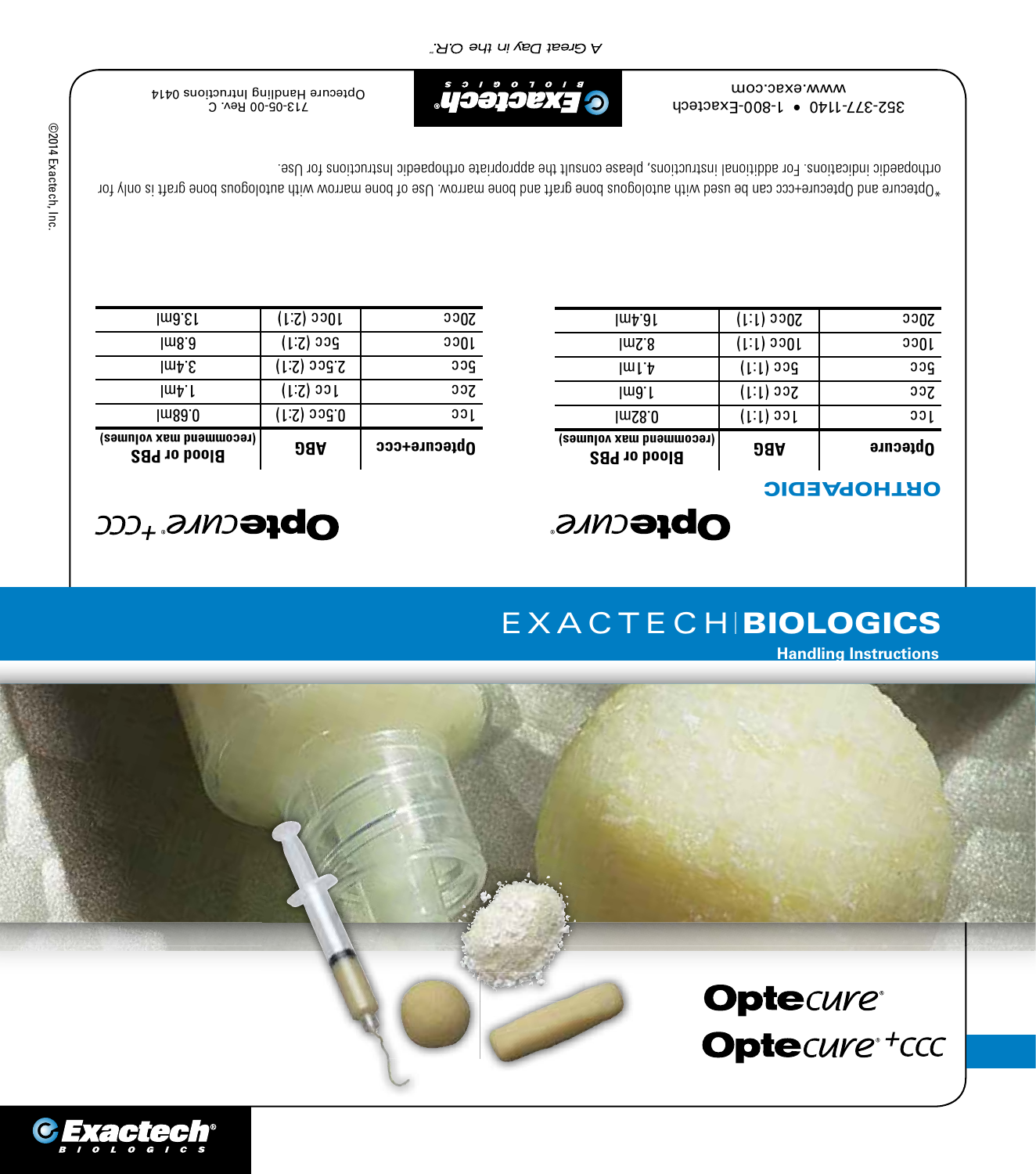A Great Day in the O.R.™

352-377-1140 • 1-800-Exactech
www.exac.com

Optecure Handling Intructions 0414
713-05-00 Rev. C

©2014 Exactech, Inc.

*Optecure and Optecure+ccc can be used with autologous bone graft and bone marrow. Use of bone marrow with autologous bone graft is only for orthopaedic indications. For additional instructions, please consult the appropriate orthopaedic Instructions for Use.

## Optecure®

**ORTHOPAEDIC**

| Optecure | ABG | Blood or PBS (recommend max volumes) |
|---|---|---|
| 1cc | 1cc (1:1) | 0.82ml |
| 2cc | 2cc (1:1) | 1.6ml |
| 5cc | 5cc (1:1) | 4.1ml |
| 10cc | 10cc (1:1) | 8.2ml |
| 20cc | 20cc (1:1) | 16.4ml |

## Optecure® +CCC

| Optecure+ccc | ABG | Blood or PBS (recommend max volumes) |
|---|---|---|
| 1cc | 0.5cc (2:1) | 0.68ml |
| 2cc | 1cc (2:1) | 1.4ml |
| 5cc | 2.5cc (2:1) | 3.4ml |
| 10cc | 5cc (2:1) | 6.8ml |
| 20cc | 10cc (2:1) | 13.6ml |

# EXACTECH | BIOLOGICS

**Handling Instructions**

**Optecure®**
**Optecure® +CCC**

Exactech® BIOLOGICS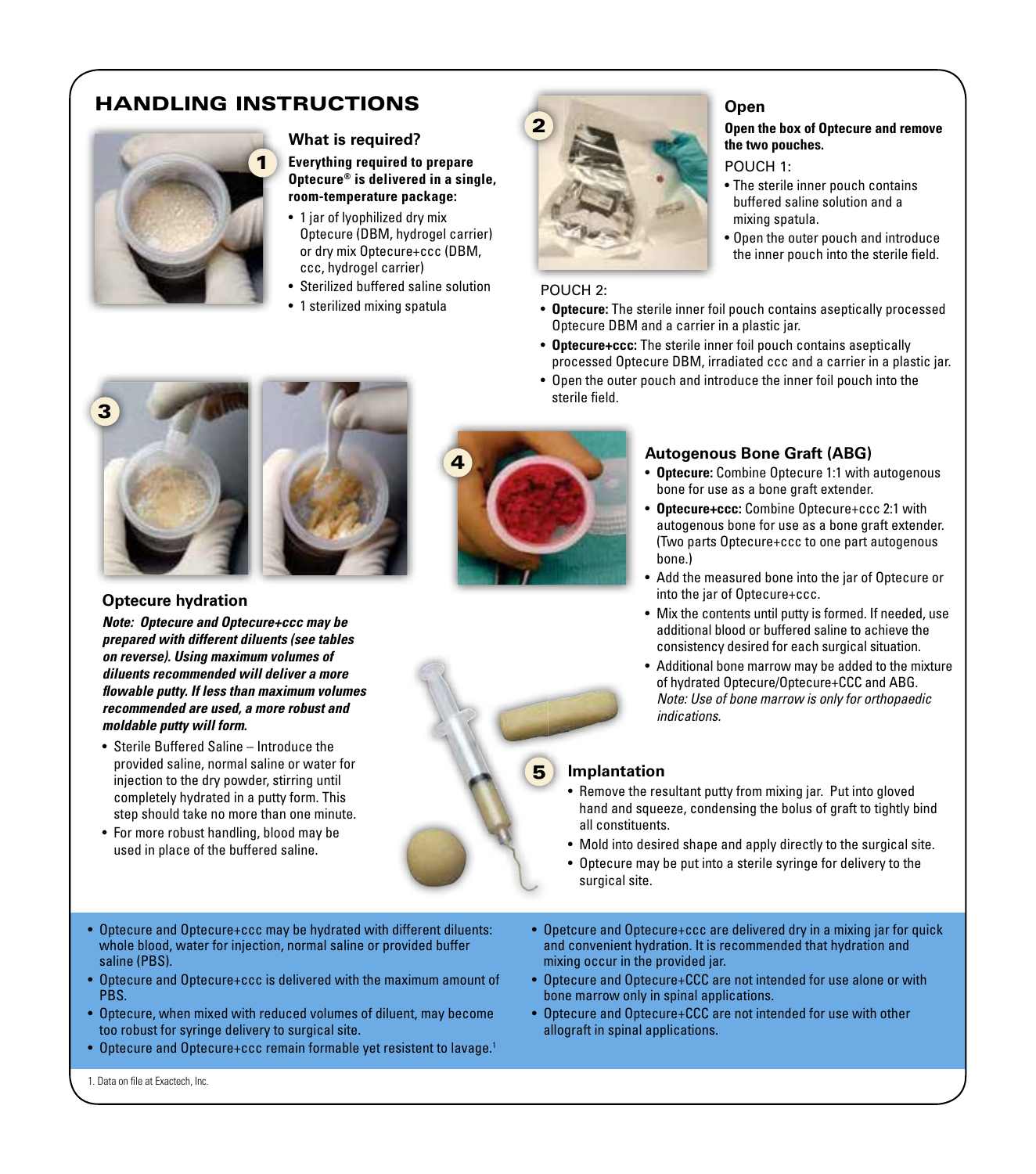# HANDLING INSTRUCTIONS

## 1 What is required?

**Everything required to prepare Optecure® is delivered in a single, room-temperature package:**

- 1 jar of lyophilized dry mix Optecure (DBM, hydrogel carrier) or dry mix Optecure+ccc (DBM, ccc, hydrogel carrier)
- Sterilized buffered saline solution
- 1 sterilized mixing spatula

## 2 Open

**Open the box of Optecure and remove the two pouches.**

POUCH 1:

- The sterile inner pouch contains buffered saline solution and a mixing spatula.
- Open the outer pouch and introduce the inner pouch into the sterile field.

POUCH 2:

- **Optecure:** The sterile inner foil pouch contains aseptically processed Optecure DBM and a carrier in a plastic jar.
- **Optecure+ccc:** The sterile inner foil pouch contains aseptically processed Optecure DBM, irradiated ccc and a carrier in a plastic jar.
- Open the outer pouch and introduce the inner foil pouch into the sterile field.

## 3 Optecure hydration

***Note: Optecure and Optecure+ccc may be prepared with different diluents (see tables on reverse). Using maximum volumes of diluents recommended will deliver a more flowable putty. If less than maximum volumes recommended are used, a more robust and moldable putty will form.***

- Sterile Buffered Saline – Introduce the provided saline, normal saline or water for injection to the dry powder, stirring until completely hydrated in a putty form. This step should take no more than one minute.
- For more robust handling, blood may be used in place of the buffered saline.

## 4 Autogenous Bone Graft (ABG)

- **Optecure:** Combine Optecure 1:1 with autogenous bone for use as a bone graft extender.
- **Optecure+ccc:** Combine Optecure+ccc 2:1 with autogenous bone for use as a bone graft extender. (Two parts Optecure+ccc to one part autogenous bone.)
- Add the measured bone into the jar of Optecure or into the jar of Optecure+ccc.
- Mix the contents until putty is formed. If needed, use additional blood or buffered saline to achieve the consistency desired for each surgical situation.
- Additional bone marrow may be added to the mixture of hydrated Optecure/Optecure+CCC and ABG.
  *Note: Use of bone marrow is only for orthopaedic indications.*

## 5 Implantation

- Remove the resultant putty from mixing jar. Put into gloved hand and squeeze, condensing the bolus of graft to tightly bind all constituents.
- Mold into desired shape and apply directly to the surgical site.
- Optecure may be put into a sterile syringe for delivery to the surgical site.

---

- Optecure and Optecure+ccc may be hydrated with different diluents: whole blood, water for injection, normal saline or provided buffer saline (PBS).
- Optecure and Optecure+ccc is delivered with the maximum amount of PBS.
- Optecure, when mixed with reduced volumes of diluent, may become too robust for syringe delivery to surgical site.
- Optecure and Optecure+ccc remain formable yet resistent to lavage.[1]
- Optecure and Optecure+ccc are delivered dry in a mixing jar for quick and convenient hydration. It is recommended that hydration and mixing occur in the provided jar.
- Optecure and Optecure+CCC are not intended for use alone or with bone marrow only in spinal applications.
- Optecure and Optecure+CCC are not intended for use with other allograft in spinal applications.

1. Data on file at Exactech, Inc.